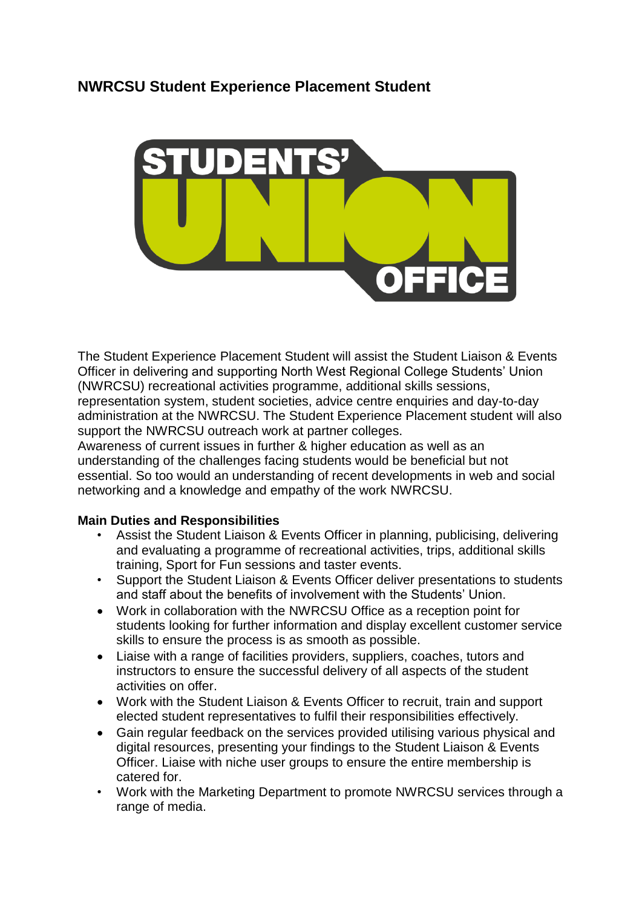## NWRCSU Student Experience Placement Student

The Student Experience Placement Student will assist the Student Liaison & Events Officer in delivering and supporting North West Regional College Students' Union (NWRCSU) recreational activities programme, additional skills sessions, representation system, student societies, advice centre enquiries and day-to-day administration at the NWRCSU. The Student Experience Placement student will also support the NWRCSU outreach work at partner colleges.
Awareness of current issues in further & higher education as well as an understanding of the challenges facing students would be beneficial but not essential. So too would an understanding of recent developments in web and social networking and a knowledge and empathy of the work NWRCSU.

**Main Duties and Responsibilities**

- Assist the Student Liaison & Events Officer in planning, publicising, delivering and evaluating a programme of recreational activities, trips, additional skills training, Sport for Fun sessions and taster events.
- Support the Student Liaison & Events Officer deliver presentations to students and staff about the benefits of involvement with the Students' Union.
- Work in collaboration with the NWRCSU Office as a reception point for students looking for further information and display excellent customer service skills to ensure the process is as smooth as possible.
- Liaise with a range of facilities providers, suppliers, coaches, tutors and instructors to ensure the successful delivery of all aspects of the student activities on offer.
- Work with the Student Liaison & Events Officer to recruit, train and support elected student representatives to fulfil their responsibilities effectively.
- Gain regular feedback on the services provided utilising various physical and digital resources, presenting your findings to the Student Liaison & Events Officer. Liaise with niche user groups to ensure the entire membership is catered for.
- Work with the Marketing Department to promote NWRCSU services through a range of media.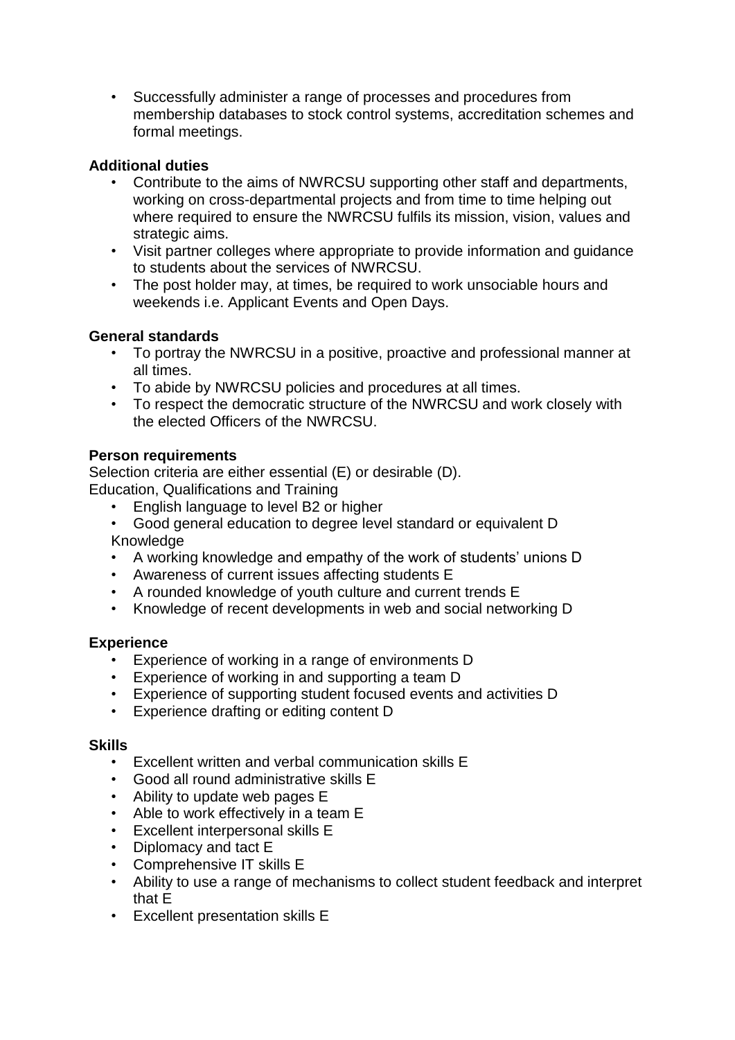- Successfully administer a range of processes and procedures from membership databases to stock control systems, accreditation schemes and formal meetings.

**Additional duties**

- Contribute to the aims of NWRCSU supporting other staff and departments, working on cross-departmental projects and from time to time helping out where required to ensure the NWRCSU fulfils its mission, vision, values and strategic aims.
- Visit partner colleges where appropriate to provide information and guidance to students about the services of NWRCSU.
- The post holder may, at times, be required to work unsociable hours and weekends i.e. Applicant Events and Open Days.

**General standards**

- To portray the NWRCSU in a positive, proactive and professional manner at all times.
- To abide by NWRCSU policies and procedures at all times.
- To respect the democratic structure of the NWRCSU and work closely with the elected Officers of the NWRCSU.

**Person requirements**

Selection criteria are either essential (E) or desirable (D).

Education, Qualifications and Training

- English language to level B2 or higher
- Good general education to degree level standard or equivalent D

Knowledge

- A working knowledge and empathy of the work of students' unions D
- Awareness of current issues affecting students E
- A rounded knowledge of youth culture and current trends E
- Knowledge of recent developments in web and social networking D

**Experience**

- Experience of working in a range of environments D
- Experience of working in and supporting a team D
- Experience of supporting student focused events and activities D
- Experience drafting or editing content D

**Skills**

- Excellent written and verbal communication skills E
- Good all round administrative skills E
- Ability to update web pages E
- Able to work effectively in a team E
- Excellent interpersonal skills E
- Diplomacy and tact E
- Comprehensive IT skills E
- Ability to use a range of mechanisms to collect student feedback and interpret that E
- Excellent presentation skills E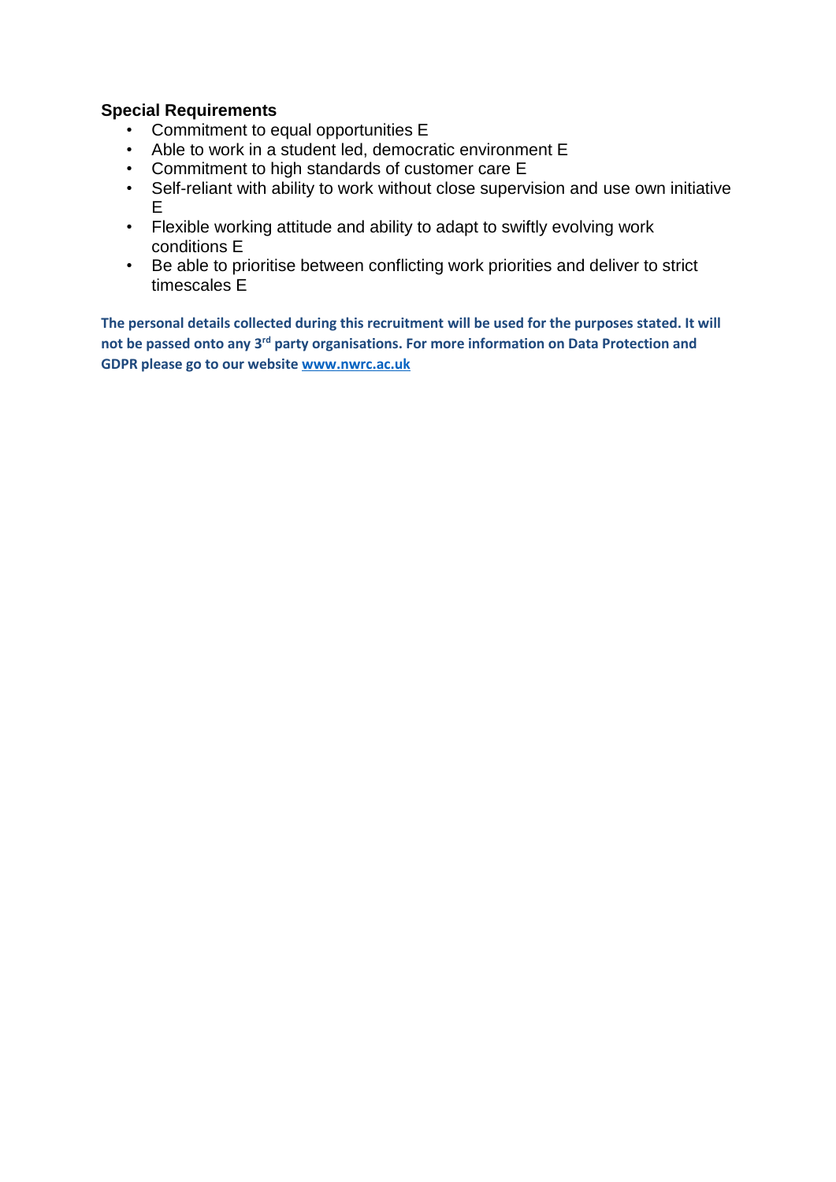**Special Requirements**

- Commitment to equal opportunities E
- Able to work in a student led, democratic environment E
- Commitment to high standards of customer care E
- Self-reliant with ability to work without close supervision and use own initiative E
- Flexible working attitude and ability to adapt to swiftly evolving work conditions E
- Be able to prioritise between conflicting work priorities and deliver to strict timescales E

**The personal details collected during this recruitment will be used for the purposes stated. It will not be passed onto any 3rd party organisations. For more information on Data Protection and GDPR please go to our website [www.nwrc.ac.uk](www.nwrc.ac.uk)**